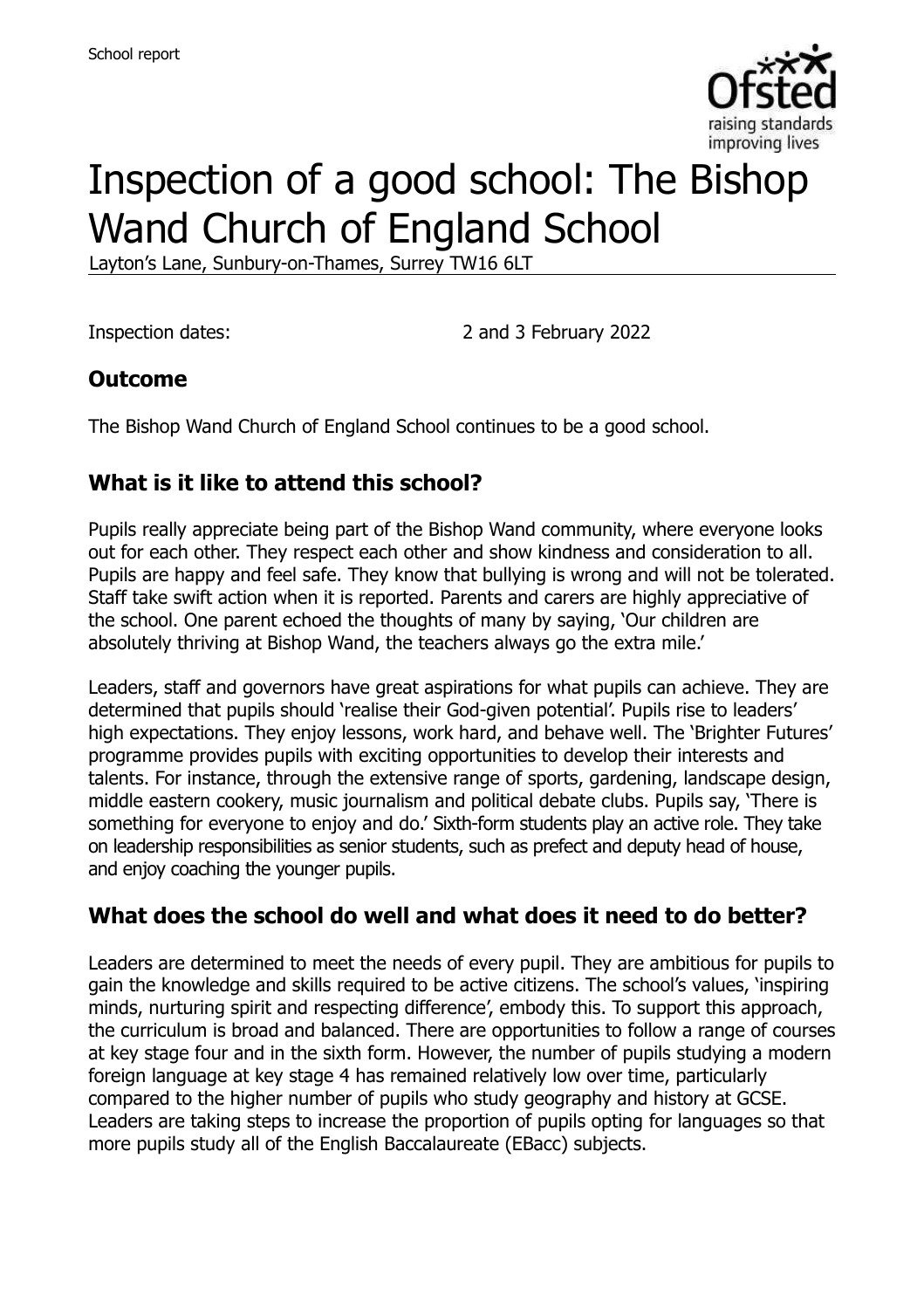School report

# Inspection of a good school: The Bishop Wand Church of England School

Layton's Lane, Sunbury-on-Thames, Surrey TW16 6LT

Inspection dates: 2 and 3 February 2022

## Outcome

The Bishop Wand Church of England School continues to be a good school.

## What is it like to attend this school?

Pupils really appreciate being part of the Bishop Wand community, where everyone looks out for each other. They respect each other and show kindness and consideration to all. Pupils are happy and feel safe. They know that bullying is wrong and will not be tolerated. Staff take swift action when it is reported. Parents and carers are highly appreciative of the school. One parent echoed the thoughts of many by saying, 'Our children are absolutely thriving at Bishop Wand, the teachers always go the extra mile.'

Leaders, staff and governors have great aspirations for what pupils can achieve. They are determined that pupils should 'realise their God-given potential'. Pupils rise to leaders' high expectations. They enjoy lessons, work hard, and behave well. The 'Brighter Futures' programme provides pupils with exciting opportunities to develop their interests and talents. For instance, through the extensive range of sports, gardening, landscape design, middle eastern cookery, music journalism and political debate clubs. Pupils say, 'There is something for everyone to enjoy and do.' Sixth-form students play an active role. They take on leadership responsibilities as senior students, such as prefect and deputy head of house, and enjoy coaching the younger pupils.

## What does the school do well and what does it need to do better?

Leaders are determined to meet the needs of every pupil. They are ambitious for pupils to gain the knowledge and skills required to be active citizens. The school's values, 'inspiring minds, nurturing spirit and respecting difference', embody this. To support this approach, the curriculum is broad and balanced. There are opportunities to follow a range of courses at key stage four and in the sixth form. However, the number of pupils studying a modern foreign language at key stage 4 has remained relatively low over time, particularly compared to the higher number of pupils who study geography and history at GCSE. Leaders are taking steps to increase the proportion of pupils opting for languages so that more pupils study all of the English Baccalaureate (EBacc) subjects.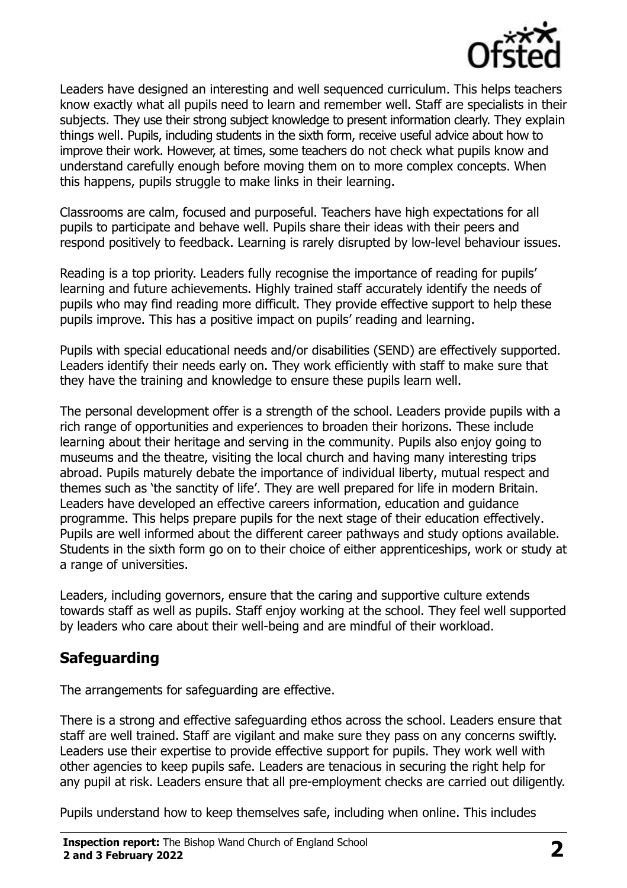Leaders have designed an interesting and well sequenced curriculum. This helps teachers know exactly what all pupils need to learn and remember well. Staff are specialists in their subjects. They use their strong subject knowledge to present information clearly. They explain things well. Pupils, including students in the sixth form, receive useful advice about how to improve their work. However, at times, some teachers do not check what pupils know and understand carefully enough before moving them on to more complex concepts. When this happens, pupils struggle to make links in their learning.

Classrooms are calm, focused and purposeful. Teachers have high expectations for all pupils to participate and behave well. Pupils share their ideas with their peers and respond positively to feedback. Learning is rarely disrupted by low-level behaviour issues.

Reading is a top priority. Leaders fully recognise the importance of reading for pupils' learning and future achievements. Highly trained staff accurately identify the needs of pupils who may find reading more difficult. They provide effective support to help these pupils improve. This has a positive impact on pupils' reading and learning.

Pupils with special educational needs and/or disabilities (SEND) are effectively supported. Leaders identify their needs early on. They work efficiently with staff to make sure that they have the training and knowledge to ensure these pupils learn well.

The personal development offer is a strength of the school. Leaders provide pupils with a rich range of opportunities and experiences to broaden their horizons. These include learning about their heritage and serving in the community. Pupils also enjoy going to museums and the theatre, visiting the local church and having many interesting trips abroad. Pupils maturely debate the importance of individual liberty, mutual respect and themes such as 'the sanctity of life'. They are well prepared for life in modern Britain. Leaders have developed an effective careers information, education and guidance programme. This helps prepare pupils for the next stage of their education effectively. Pupils are well informed about the different career pathways and study options available. Students in the sixth form go on to their choice of either apprenticeships, work or study at a range of universities.

Leaders, including governors, ensure that the caring and supportive culture extends towards staff as well as pupils. Staff enjoy working at the school. They feel well supported by leaders who care about their well-being and are mindful of their workload.

## Safeguarding

The arrangements for safeguarding are effective.

There is a strong and effective safeguarding ethos across the school. Leaders ensure that staff are well trained. Staff are vigilant and make sure they pass on any concerns swiftly. Leaders use their expertise to provide effective support for pupils. They work well with other agencies to keep pupils safe. Leaders are tenacious in securing the right help for any pupil at risk. Leaders ensure that all pre-employment checks are carried out diligently.

Pupils understand how to keep themselves safe, including when online. This includes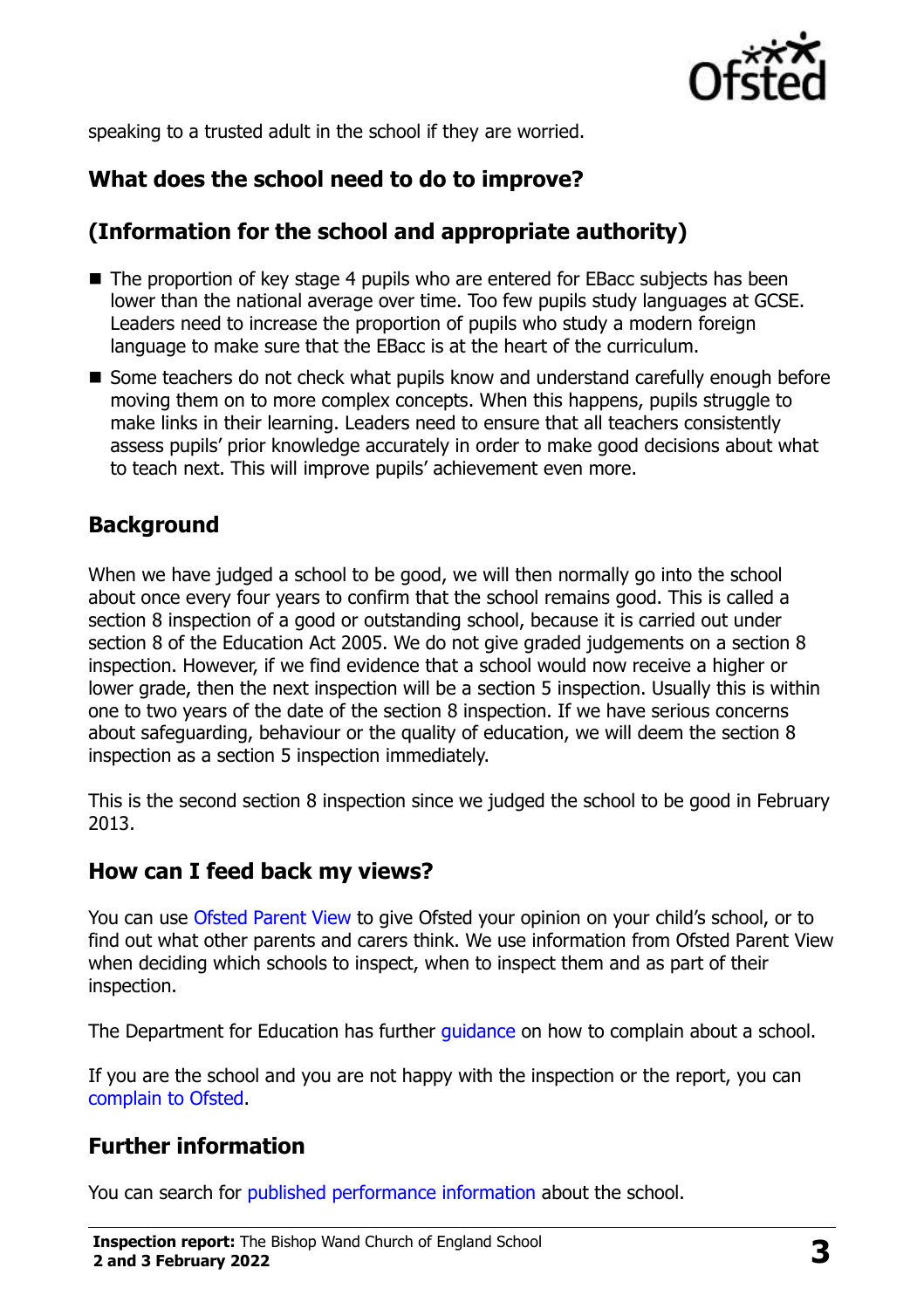speaking to a trusted adult in the school if they are worried.

## What does the school need to do to improve?

## (Information for the school and appropriate authority)

- The proportion of key stage 4 pupils who are entered for EBacc subjects has been lower than the national average over time. Too few pupils study languages at GCSE. Leaders need to increase the proportion of pupils who study a modern foreign language to make sure that the EBacc is at the heart of the curriculum.
- Some teachers do not check what pupils know and understand carefully enough before moving them on to more complex concepts. When this happens, pupils struggle to make links in their learning. Leaders need to ensure that all teachers consistently assess pupils' prior knowledge accurately in order to make good decisions about what to teach next. This will improve pupils' achievement even more.

## Background

When we have judged a school to be good, we will then normally go into the school about once every four years to confirm that the school remains good. This is called a section 8 inspection of a good or outstanding school, because it is carried out under section 8 of the Education Act 2005. We do not give graded judgements on a section 8 inspection. However, if we find evidence that a school would now receive a higher or lower grade, then the next inspection will be a section 5 inspection. Usually this is within one to two years of the date of the section 8 inspection. If we have serious concerns about safeguarding, behaviour or the quality of education, we will deem the section 8 inspection as a section 5 inspection immediately.

This is the second section 8 inspection since we judged the school to be good in February 2013.

## How can I feed back my views?

You can use Ofsted Parent View to give Ofsted your opinion on your child's school, or to find out what other parents and carers think. We use information from Ofsted Parent View when deciding which schools to inspect, when to inspect them and as part of their inspection.

The Department for Education has further guidance on how to complain about a school.

If you are the school and you are not happy with the inspection or the report, you can complain to Ofsted.

## Further information

You can search for published performance information about the school.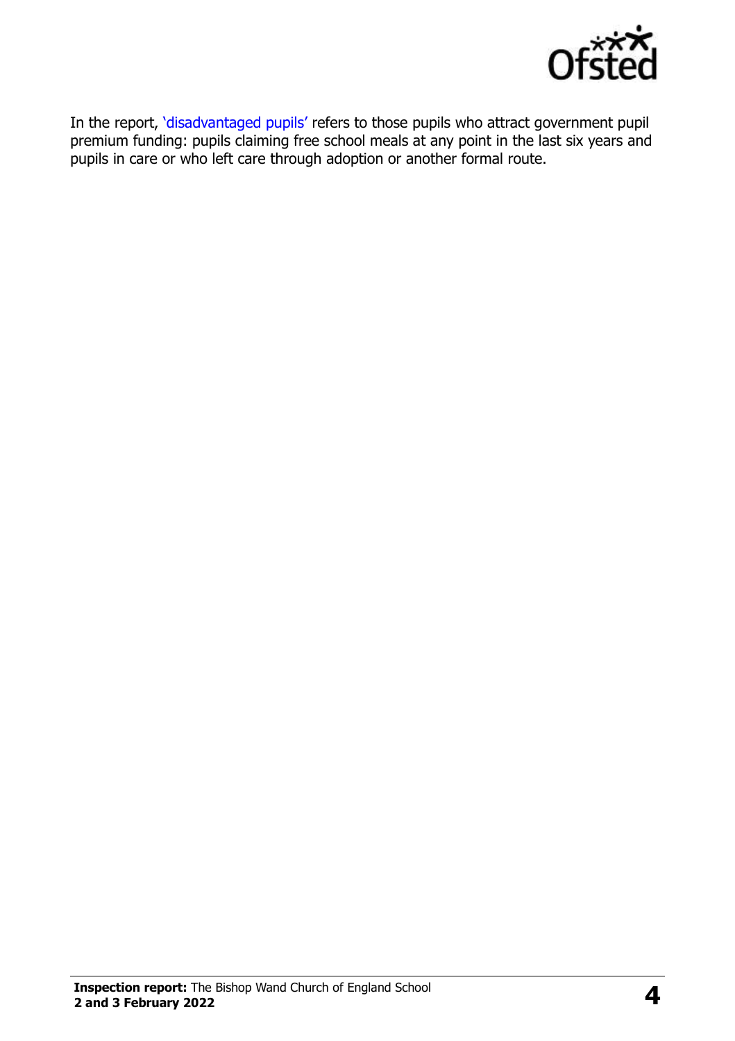In the report, 'disadvantaged pupils' refers to those pupils who attract government pupil premium funding: pupils claiming free school meals at any point in the last six years and pupils in care or who left care through adoption or another formal route.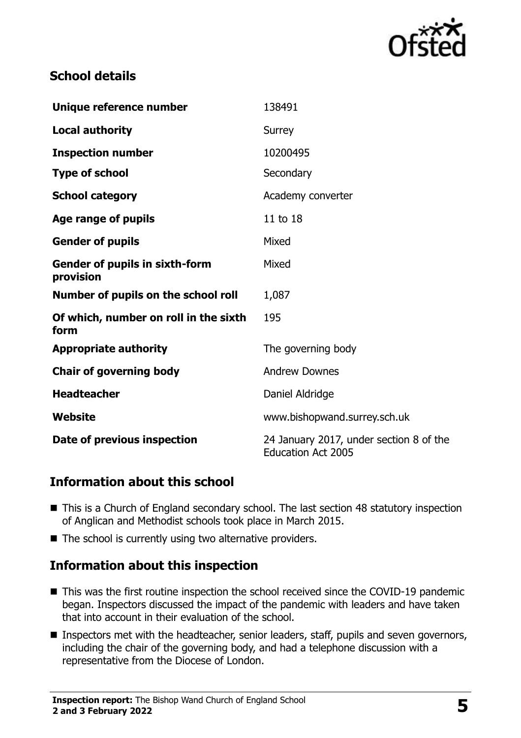## School details

| | |
|---|---|
| **Unique reference number** | 138491 |
| **Local authority** | Surrey |
| **Inspection number** | 10200495 |
| **Type of school** | Secondary |
| **School category** | Academy converter |
| **Age range of pupils** | 11 to 18 |
| **Gender of pupils** | Mixed |
| **Gender of pupils in sixth-form provision** | Mixed |
| **Number of pupils on the school roll** | 1,087 |
| **Of which, number on roll in the sixth form** | 195 |
| **Appropriate authority** | The governing body |
| **Chair of governing body** | Andrew Downes |
| **Headteacher** | Daniel Aldridge |
| **Website** | www.bishopwand.surrey.sch.uk |
| **Date of previous inspection** | 24 January 2017, under section 8 of the Education Act 2005 |

## Information about this school

- This is a Church of England secondary school. The last section 48 statutory inspection of Anglican and Methodist schools took place in March 2015.
- The school is currently using two alternative providers.

## Information about this inspection

- This was the first routine inspection the school received since the COVID-19 pandemic began. Inspectors discussed the impact of the pandemic with leaders and have taken that into account in their evaluation of the school.
- Inspectors met with the headteacher, senior leaders, staff, pupils and seven governors, including the chair of the governing body, and had a telephone discussion with a representative from the Diocese of London.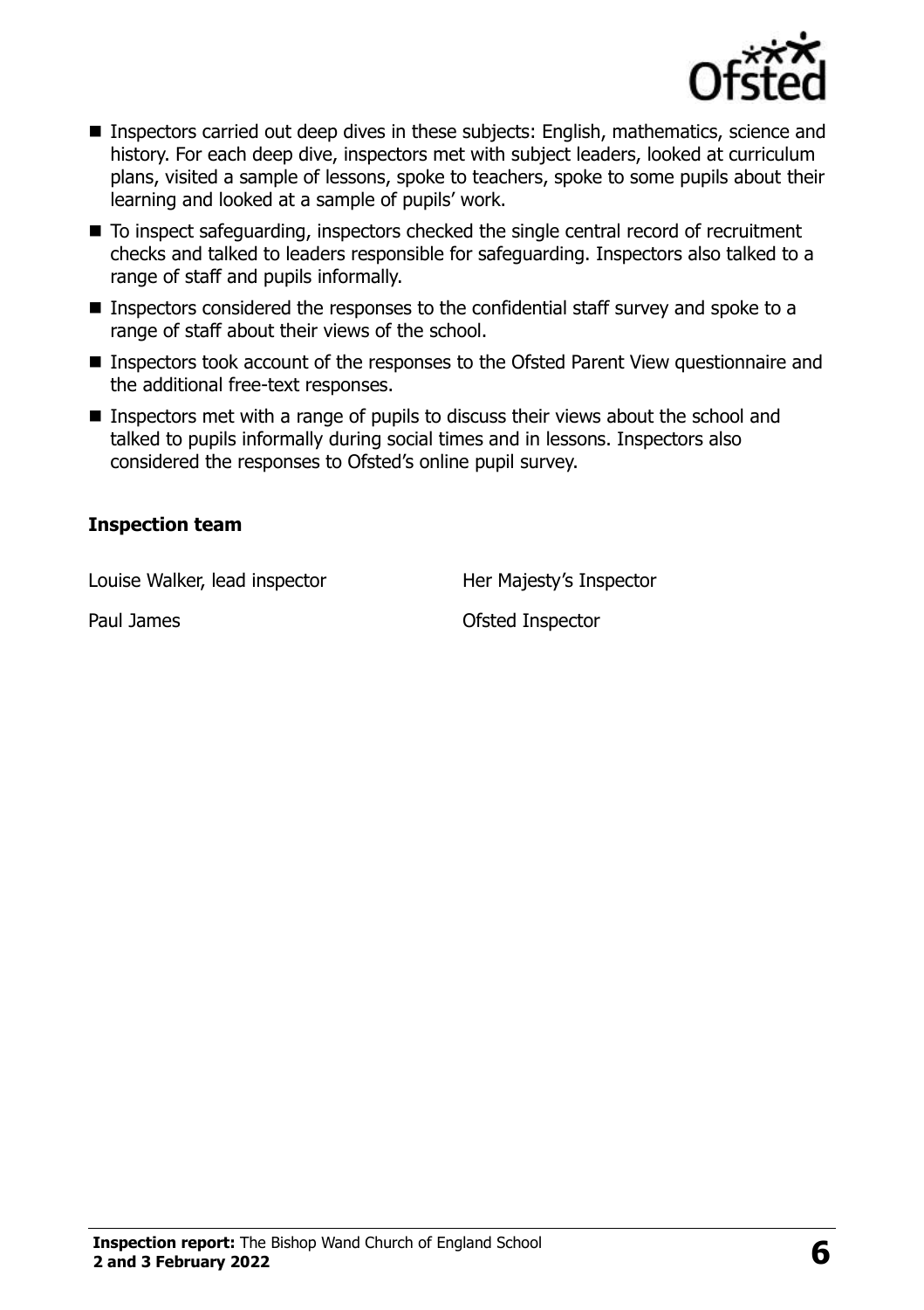- Inspectors carried out deep dives in these subjects: English, mathematics, science and history. For each deep dive, inspectors met with subject leaders, looked at curriculum plans, visited a sample of lessons, spoke to teachers, spoke to some pupils about their learning and looked at a sample of pupils' work.
- To inspect safeguarding, inspectors checked the single central record of recruitment checks and talked to leaders responsible for safeguarding. Inspectors also talked to a range of staff and pupils informally.
- Inspectors considered the responses to the confidential staff survey and spoke to a range of staff about their views of the school.
- Inspectors took account of the responses to the Ofsted Parent View questionnaire and the additional free-text responses.
- Inspectors met with a range of pupils to discuss their views about the school and talked to pupils informally during social times and in lessons. Inspectors also considered the responses to Ofsted's online pupil survey.

### Inspection team

| | |
|---|---|
| Louise Walker, lead inspector | Her Majesty's Inspector |
| Paul James | Ofsted Inspector |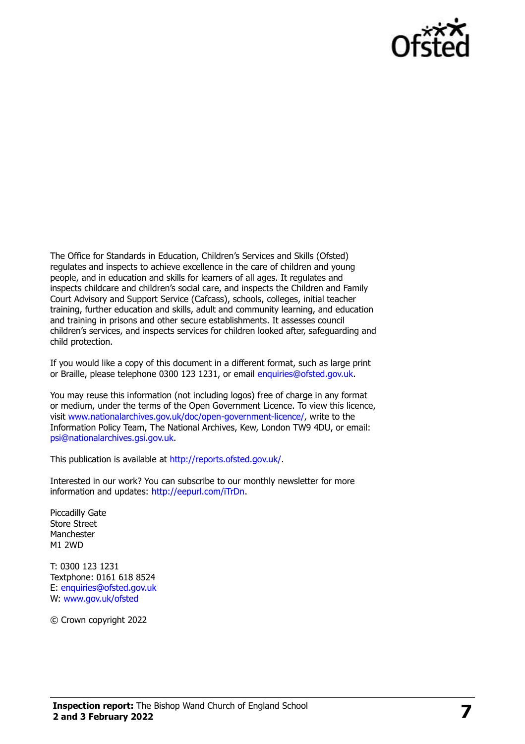The Office for Standards in Education, Children's Services and Skills (Ofsted) regulates and inspects to achieve excellence in the care of children and young people, and in education and skills for learners of all ages. It regulates and inspects childcare and children's social care, and inspects the Children and Family Court Advisory and Support Service (Cafcass), schools, colleges, initial teacher training, further education and skills, adult and community learning, and education and training in prisons and other secure establishments. It assesses council children's services, and inspects services for children looked after, safeguarding and child protection.

If you would like a copy of this document in a different format, such as large print or Braille, please telephone 0300 123 1231, or email enquiries@ofsted.gov.uk.

You may reuse this information (not including logos) free of charge in any format or medium, under the terms of the Open Government Licence. To view this licence, visit www.nationalarchives.gov.uk/doc/open-government-licence/, write to the Information Policy Team, The National Archives, Kew, London TW9 4DU, or email: psi@nationalarchives.gsi.gov.uk.

This publication is available at http://reports.ofsted.gov.uk/.

Interested in our work? You can subscribe to our monthly newsletter for more information and updates: http://eepurl.com/iTrDn.

Piccadilly Gate
Store Street
Manchester
M1 2WD

T: 0300 123 1231
Textphone: 0161 618 8524
E: enquiries@ofsted.gov.uk
W: www.gov.uk/ofsted

© Crown copyright 2022